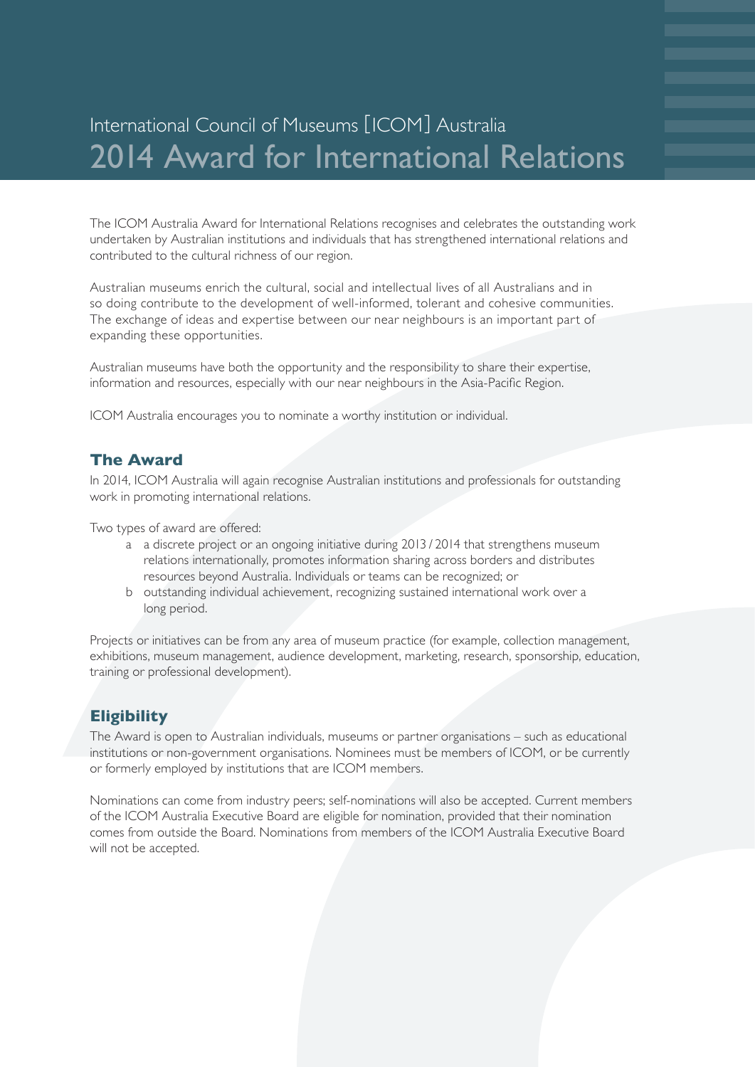International Council of Museums [ICOM] Australia

# 2014 Award for International Relations

The ICOM Australia Award for International Relations recognises and celebrates the outstanding work undertaken by Australian institutions and individuals that has strengthened international relations and contributed to the cultural richness of our region.

Australian museums enrich the cultural, social and intellectual lives of all Australians and in so doing contribute to the development of well-informed, tolerant and cohesive communities. The exchange of ideas and expertise between our near neighbours is an important part of expanding these opportunities.

Australian museums have both the opportunity and the responsibility to share their expertise, information and resources, especially with our near neighbours in the Asia-Pacific Region.

ICOM Australia encourages you to nominate a worthy institution or individual.

## The Award

In 2014, ICOM Australia will again recognise Australian institutions and professionals for outstanding work in promoting international relations.

Two types of award are offered:

- a a discrete project or an ongoing initiative during 2013 / 2014 that strengthens museum relations internationally, promotes information sharing across borders and distributes resources beyond Australia. Individuals or teams can be recognized; or
- b outstanding individual achievement, recognizing sustained international work over a long period.

Projects or initiatives can be from any area of museum practice (for example, collection management, exhibitions, museum management, audience development, marketing, research, sponsorship, education, training or professional development).

## Eligibility

The Award is open to Australian individuals, museums or partner organisations – such as educational institutions or non-government organisations. Nominees must be members of ICOM, or be currently or formerly employed by institutions that are ICOM members.

Nominations can come from industry peers; self-nominations will also be accepted. Current members of the ICOM Australia Executive Board are eligible for nomination, provided that their nomination comes from outside the Board. Nominations from members of the ICOM Australia Executive Board will not be accepted.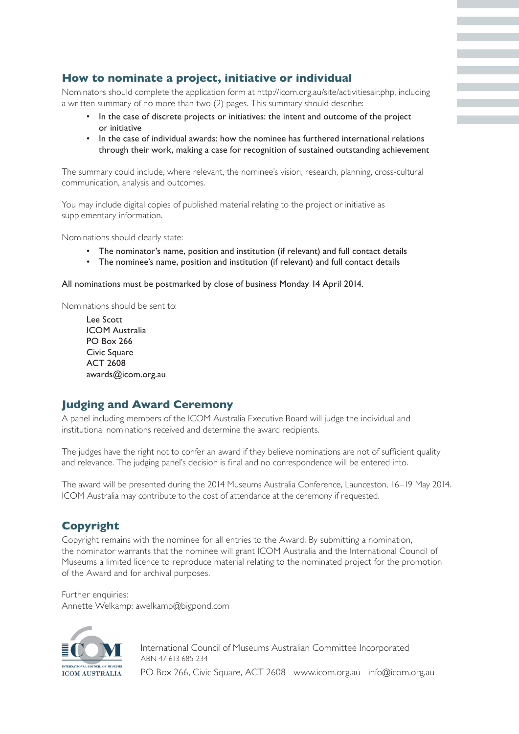## How to nominate a project, initiative or individual

Nominators should complete the application form at http://icom.org.au/site/activitiesair.php, including a written summary of no more than two (2) pages. This summary should describe:

- In the case of discrete projects or initiatives: the intent and outcome of the project or initiative
- In the case of individual awards: how the nominee has furthered international relations through their work, making a case for recognition of sustained outstanding achievement

The summary could include, where relevant, the nominee's vision, research, planning, cross-cultural communication, analysis and outcomes.

You may include digital copies of published material relating to the project or initiative as supplementary information.

Nominations should clearly state:

- The nominator's name, position and institution (if relevant) and full contact details
- The nominee's name, position and institution (if relevant) and full contact details

All nominations must be postmarked by close of business Monday 14 April 2014.

Nominations should be sent to:

Lee Scott
ICOM Australia
PO Box 266
Civic Square
ACT 2608
awards@icom.org.au

## Judging and Award Ceremony

A panel including members of the ICOM Australia Executive Board will judge the individual and institutional nominations received and determine the award recipients.

The judges have the right not to confer an award if they believe nominations are not of sufficient quality and relevance. The judging panel's decision is final and no correspondence will be entered into.

The award will be presented during the 2014 Museums Australia Conference, Launceston, 16–19 May 2014. ICOM Australia may contribute to the cost of attendance at the ceremony if requested.

## Copyright

Copyright remains with the nominee for all entries to the Award. By submitting a nomination, the nominator warrants that the nominee will grant ICOM Australia and the International Council of Museums a limited licence to reproduce material relating to the nominated project for the promotion of the Award and for archival purposes.

Further enquiries:
Annette Welkamp: awelkamp@bigpond.com

ICOM
INTERNATIONAL COUNCIL OF MUSEUMS
ICOM AUSTRALIA

International Council of Museums Australian Committee Incorporated
ABN 47 613 685 234
PO Box 266, Civic Square, ACT 2608 www.icom.org.au info@icom.org.au